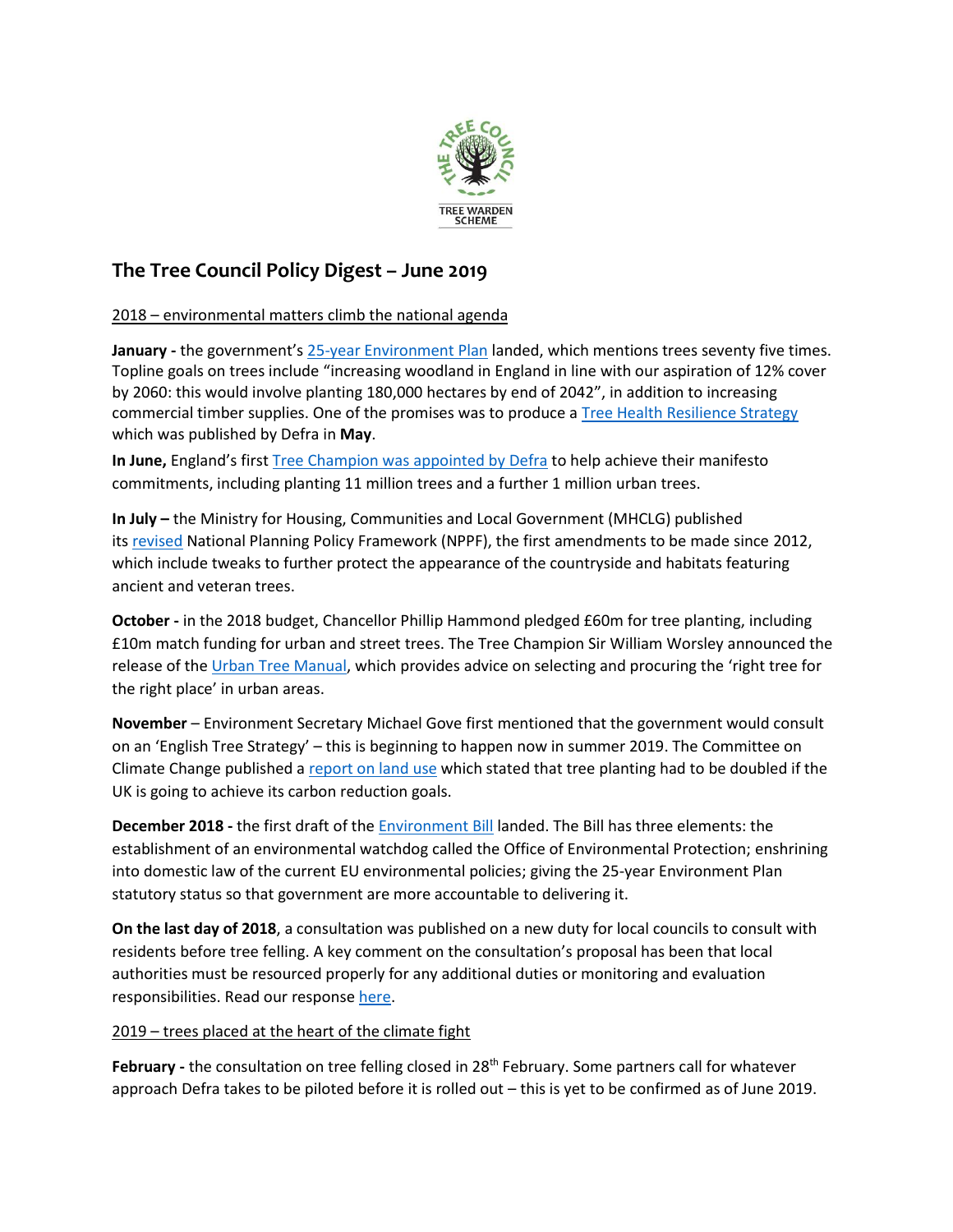# The Tree Council Policy Digest – June 2019

## 2018 – environmental matters climb the national agenda

**January -** the government's 25-year Environment Plan landed, which mentions trees seventy five times. Topline goals on trees include "increasing woodland in England in line with our aspiration of 12% cover by 2060: this would involve planting 180,000 hectares by end of 2042", in addition to increasing commercial timber supplies. One of the promises was to produce a Tree Health Resilience Strategy which was published by Defra in **May**.

**In June,** England's first Tree Champion was appointed by Defra to help achieve their manifesto commitments, including planting 11 million trees and a further 1 million urban trees.

**In July –** the Ministry for Housing, Communities and Local Government (MHCLG) published its revised National Planning Policy Framework (NPPF), the first amendments to be made since 2012, which include tweaks to further protect the appearance of the countryside and habitats featuring ancient and veteran trees.

**October -** in the 2018 budget, Chancellor Phillip Hammond pledged £60m for tree planting, including £10m match funding for urban and street trees. The Tree Champion Sir William Worsley announced the release of the Urban Tree Manual, which provides advice on selecting and procuring the 'right tree for the right place' in urban areas.

**November** – Environment Secretary Michael Gove first mentioned that the government would consult on an 'English Tree Strategy' – this is beginning to happen now in summer 2019. The Committee on Climate Change published a report on land use which stated that tree planting had to be doubled if the UK is going to achieve its carbon reduction goals.

**December 2018 -** the first draft of the Environment Bill landed. The Bill has three elements: the establishment of an environmental watchdog called the Office of Environmental Protection; enshrining into domestic law of the current EU environmental policies; giving the 25-year Environment Plan statutory status so that government are more accountable to delivering it.

**On the last day of 2018**, a consultation was published on a new duty for local councils to consult with residents before tree felling. A key comment on the consultation's proposal has been that local authorities must be resourced properly for any additional duties or monitoring and evaluation responsibilities. Read our response here.

## 2019 – trees placed at the heart of the climate fight

**February -** the consultation on tree felling closed in 28th February. Some partners call for whatever approach Defra takes to be piloted before it is rolled out – this is yet to be confirmed as of June 2019.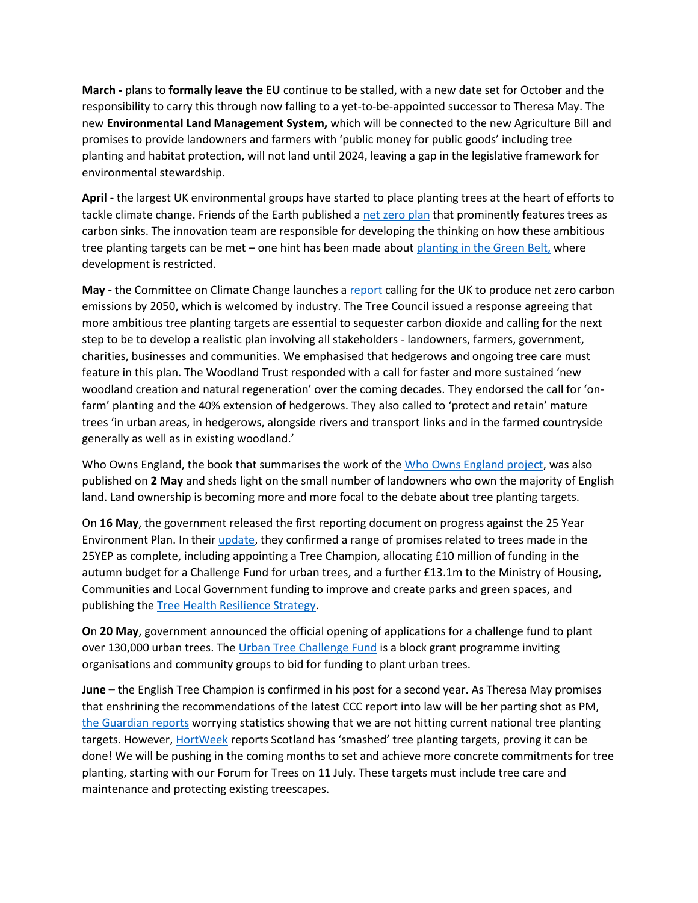**March -** plans to **formally leave the EU** continue to be stalled, with a new date set for October and the responsibility to carry this through now falling to a yet-to-be-appointed successor to Theresa May. The new **Environmental Land Management System,** which will be connected to the new Agriculture Bill and promises to provide landowners and farmers with 'public money for public goods' including tree planting and habitat protection, will not land until 2024, leaving a gap in the legislative framework for environmental stewardship.

**April -** the largest UK environmental groups have started to place planting trees at the heart of efforts to tackle climate change. Friends of the Earth published a net zero plan that prominently features trees as carbon sinks. The innovation team are responsible for developing the thinking on how these ambitious tree planting targets can be met – one hint has been made about planting in the Green Belt, where development is restricted.

**May -** the Committee on Climate Change launches a report calling for the UK to produce net zero carbon emissions by 2050, which is welcomed by industry. The Tree Council issued a response agreeing that more ambitious tree planting targets are essential to sequester carbon dioxide and calling for the next step to be to develop a realistic plan involving all stakeholders - landowners, farmers, government, charities, businesses and communities. We emphasised that hedgerows and ongoing tree care must feature in this plan. The Woodland Trust responded with a call for faster and more sustained 'new woodland creation and natural regeneration' over the coming decades. They endorsed the call for 'on-farm' planting and the 40% extension of hedgerows. They also called to 'protect and retain' mature trees 'in urban areas, in hedgerows, alongside rivers and transport links and in the farmed countryside generally as well as in existing woodland.'

Who Owns England, the book that summarises the work of the Who Owns England project, was also published on **2 May** and sheds light on the small number of landowners who own the majority of English land. Land ownership is becoming more and more focal to the debate about tree planting targets.

On **16 May**, the government released the first reporting document on progress against the 25 Year Environment Plan. In their update, they confirmed a range of promises related to trees made in the 25YEP as complete, including appointing a Tree Champion, allocating £10 million of funding in the autumn budget for a Challenge Fund for urban trees, and a further £13.1m to the Ministry of Housing, Communities and Local Government funding to improve and create parks and green spaces, and publishing the Tree Health Resilience Strategy.

**O**n **20 May**, government announced the official opening of applications for a challenge fund to plant over 130,000 urban trees. The Urban Tree Challenge Fund is a block grant programme inviting organisations and community groups to bid for funding to plant urban trees.

**June –** the English Tree Champion is confirmed in his post for a second year. As Theresa May promises that enshrining the recommendations of the latest CCC report into law will be her parting shot as PM, the Guardian reports worrying statistics showing that we are not hitting current national tree planting targets. However, HortWeek reports Scotland has 'smashed' tree planting targets, proving it can be done! We will be pushing in the coming months to set and achieve more concrete commitments for tree planting, starting with our Forum for Trees on 11 July. These targets must include tree care and maintenance and protecting existing treescapes.